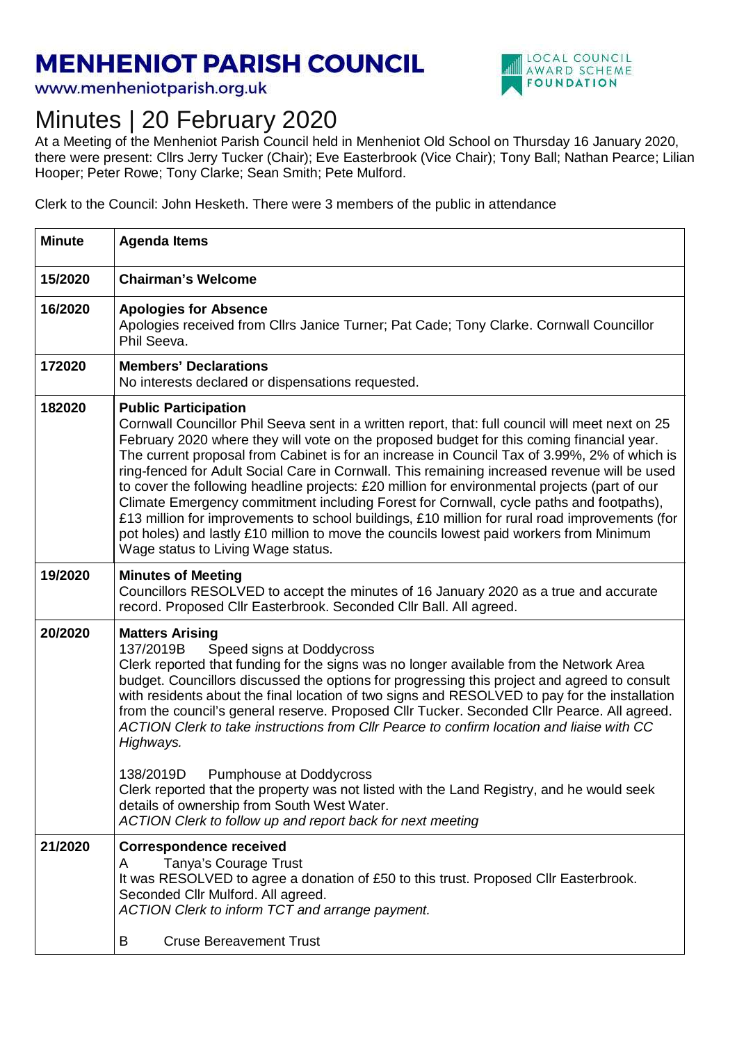# MENHENIOT PARISH COUNCIL

www.menheniotparish.org.uk

LOCAL COUNCIL AWARD SCHEME FOUNDATION

# Minutes | 20 February 2020

At a Meeting of the Menheniot Parish Council held in Menheniot Old School on Thursday 16 January 2020, there were present: Cllrs Jerry Tucker (Chair); Eve Easterbrook (Vice Chair); Tony Ball; Nathan Pearce; Lilian Hooper; Peter Rowe; Tony Clarke; Sean Smith; Pete Mulford.

Clerk to the Council: John Hesketh. There were 3 members of the public in attendance

| Minute | Agenda Items |
|---|---|
| 15/2020 | **Chairman's Welcome** |
| 16/2020 | **Apologies for Absence**<br>Apologies received from Cllrs Janice Turner; Pat Cade; Tony Clarke. Cornwall Councillor Phil Seeva. |
| 172020 | **Members' Declarations**<br>No interests declared or dispensations requested. |
| 182020 | **Public Participation**<br>Cornwall Councillor Phil Seeva sent in a written report, that: full council will meet next on 25 February 2020 where they will vote on the proposed budget for this coming financial year. The current proposal from Cabinet is for an increase in Council Tax of 3.99%, 2% of which is ring-fenced for Adult Social Care in Cornwall. This remaining increased revenue will be used to cover the following headline projects: £20 million for environmental projects (part of our Climate Emergency commitment including Forest for Cornwall, cycle paths and footpaths), £13 million for improvements to school buildings, £10 million for rural road improvements (for pot holes) and lastly £10 million to move the councils lowest paid workers from Minimum Wage status to Living Wage status. |
| 19/2020 | **Minutes of Meeting**<br>Councillors RESOLVED to accept the minutes of 16 January 2020 as a true and accurate record. Proposed Cllr Easterbrook. Seconded Cllr Ball. All agreed. |
| 20/2020 | **Matters Arising**<br>137/2019B Speed signs at Doddycross<br>Clerk reported that funding for the signs was no longer available from the Network Area budget. Councillors discussed the options for progressing this project and agreed to consult with residents about the final location of two signs and RESOLVED to pay for the installation from the council's general reserve. Proposed Cllr Tucker. Seconded Cllr Pearce. All agreed.<br>*ACTION Clerk to take instructions from Cllr Pearce to confirm location and liaise with CC Highways.*<br><br>138/2019D Pumphouse at Doddycross<br>Clerk reported that the property was not listed with the Land Registry, and he would seek details of ownership from South West Water.<br>*ACTION Clerk to follow up and report back for next meeting* |
| 21/2020 | **Correspondence received**<br>A Tanya's Courage Trust<br>It was RESOLVED to agree a donation of £50 to this trust. Proposed Cllr Easterbrook. Seconded Cllr Mulford. All agreed.<br>*ACTION Clerk to inform TCT and arrange payment.*<br><br>B Cruse Bereavement Trust |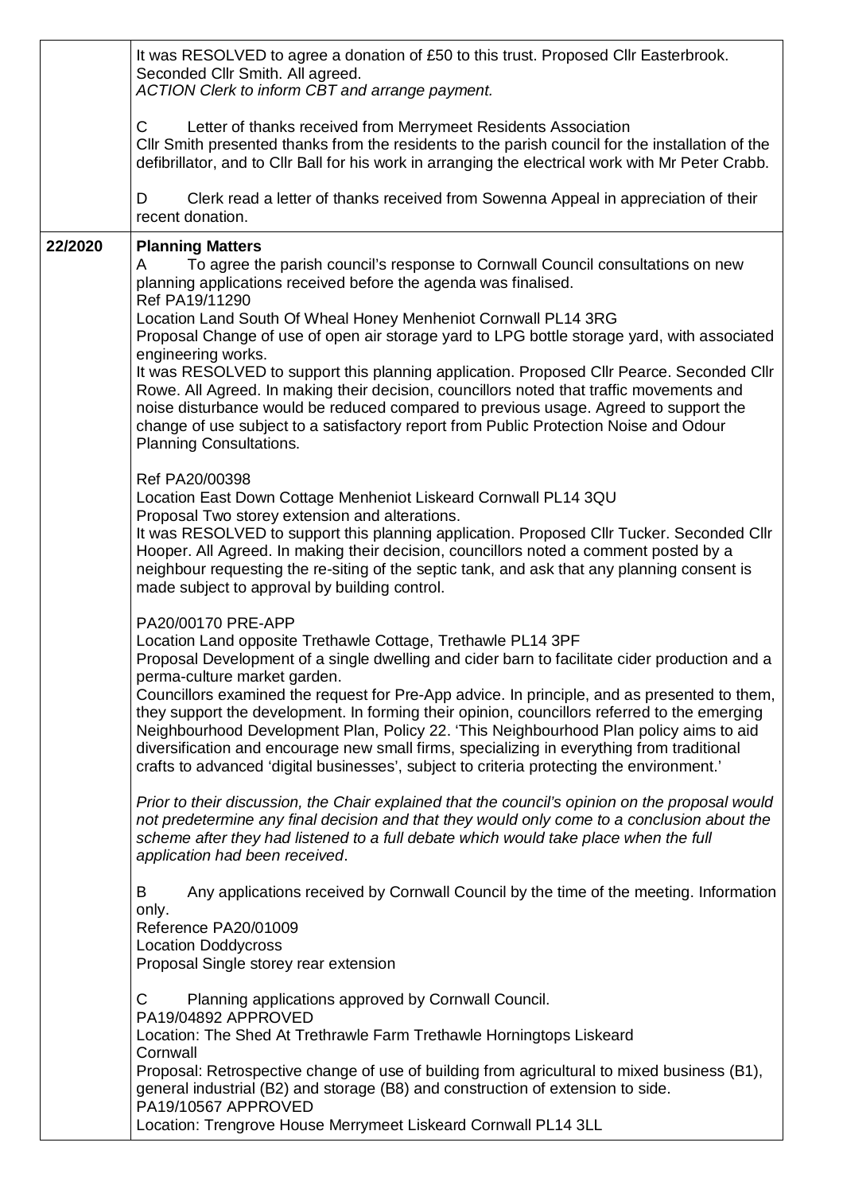| | |
|---|---|
| | It was RESOLVED to agree a donation of £50 to this trust. Proposed Cllr Easterbrook. Seconded Cllr Smith. All agreed.<br>*ACTION Clerk to inform CBT and arrange payment.*<br><br>C Letter of thanks received from Merrymeet Residents Association<br>Cllr Smith presented thanks from the residents to the parish council for the installation of the defibrillator, and to Cllr Ball for his work in arranging the electrical work with Mr Peter Crabb.<br><br>D Clerk read a letter of thanks received from Sowenna Appeal in appreciation of their recent donation. |
| 22/2020 | **Planning Matters**<br>A To agree the parish council's response to Cornwall Council consultations on new planning applications received before the agenda was finalised.<br>Ref PA19/11290<br>Location Land South Of Wheal Honey Menheniot Cornwall PL14 3RG<br>Proposal Change of use of open air storage yard to LPG bottle storage yard, with associated engineering works.<br>It was RESOLVED to support this planning application. Proposed Cllr Pearce. Seconded Cllr Rowe. All Agreed. In making their decision, councillors noted that traffic movements and noise disturbance would be reduced compared to previous usage. Agreed to support the change of use subject to a satisfactory report from Public Protection Noise and Odour Planning Consultations.<br><br>Ref PA20/00398<br>Location East Down Cottage Menheniot Liskeard Cornwall PL14 3QU<br>Proposal Two storey extension and alterations.<br>It was RESOLVED to support this planning application. Proposed Cllr Tucker. Seconded Cllr Hooper. All Agreed. In making their decision, councillors noted a comment posted by a neighbour requesting the re-siting of the septic tank, and ask that any planning consent is made subject to approval by building control.<br><br>PA20/00170 PRE-APP<br>Location Land opposite Trethawle Cottage, Trethawle PL14 3PF<br>Proposal Development of a single dwelling and cider barn to facilitate cider production and a perma-culture market garden.<br>Councillors examined the request for Pre-App advice. In principle, and as presented to them, they support the development. In forming their opinion, councillors referred to the emerging Neighbourhood Development Plan, Policy 22. 'This Neighbourhood Plan policy aims to aid diversification and encourage new small firms, specializing in everything from traditional crafts to advanced 'digital businesses', subject to criteria protecting the environment.'<br><br>*Prior to their discussion, the Chair explained that the council's opinion on the proposal would not predetermine any final decision and that they would only come to a conclusion about the scheme after they had listened to a full debate which would take place when the full application had been received*.<br><br>B Any applications received by Cornwall Council by the time of the meeting. Information only.<br>Reference PA20/01009<br>Location Doddycross<br>Proposal Single storey rear extension<br><br>C Planning applications approved by Cornwall Council.<br>PA19/04892 APPROVED<br>Location: The Shed At Trethrawle Farm Trethawle Horningtops Liskeard Cornwall<br>Proposal: Retrospective change of use of building from agricultural to mixed business (B1), general industrial (B2) and storage (B8) and construction of extension to side.<br>PA19/10567 APPROVED<br>Location: Trengrove House Merrymeet Liskeard Cornwall PL14 3LL |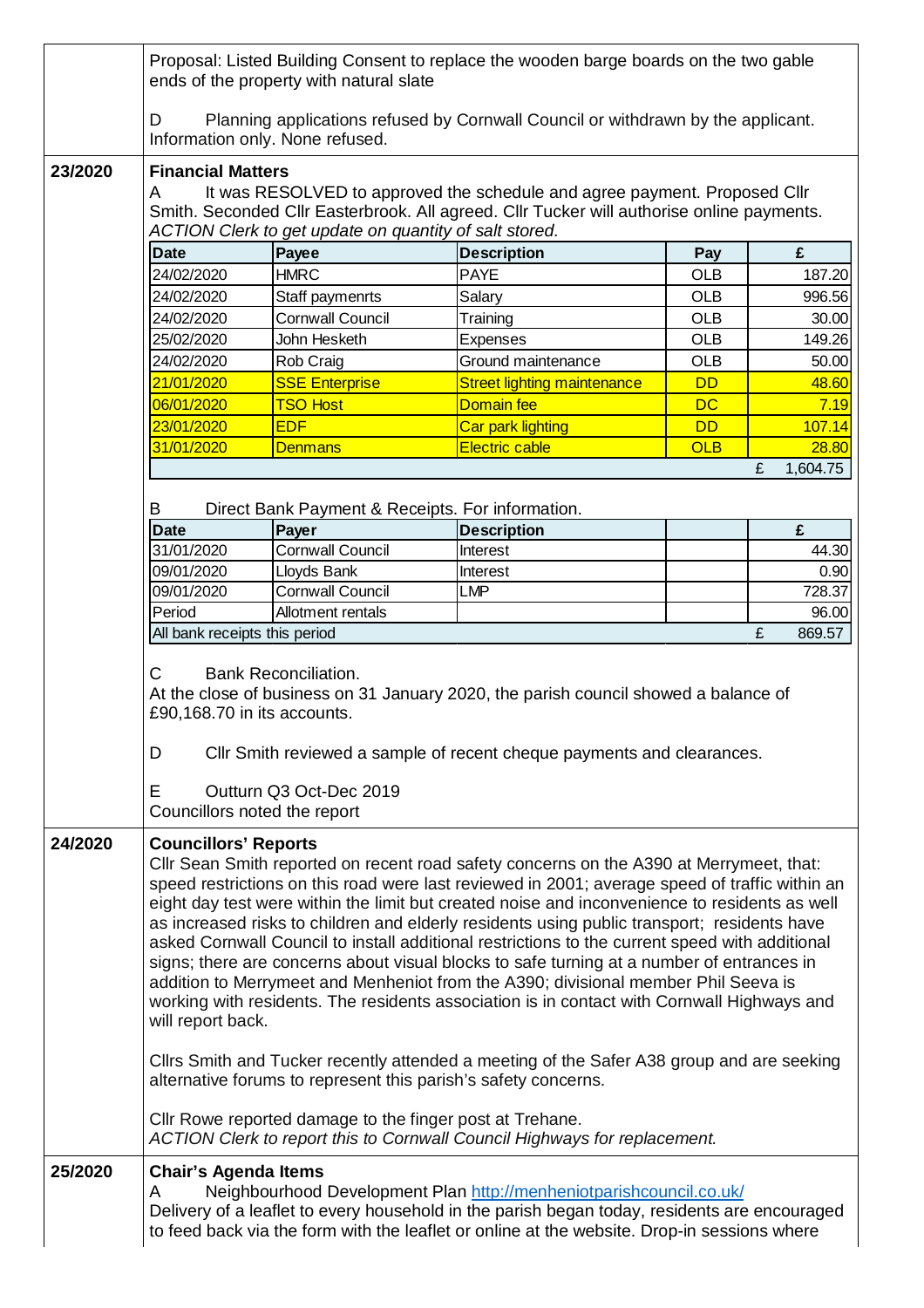Proposal: Listed Building Consent to replace the wooden barge boards on the two gable ends of the property with natural slate

D Planning applications refused by Cornwall Council or withdrawn by the applicant. Information only. None refused.

## 23/2020

**Financial Matters**

A It was RESOLVED to approved the schedule and agree payment. Proposed Cllr Smith. Seconded Cllr Easterbrook. All agreed. Cllr Tucker will authorise online payments.
*ACTION Clerk to get update on quantity of salt stored.*

| Date | Payee | Description | Pay | £ |
|---|---|---|---|---|
| 24/02/2020 | HMRC | PAYE | OLB | 187.20 |
| 24/02/2020 | Staff paymenrts | Salary | OLB | 996.56 |
| 24/02/2020 | Cornwall Council | Training | OLB | 30.00 |
| 25/02/2020 | John Hesketh | Expenses | OLB | 149.26 |
| 24/02/2020 | Rob Craig | Ground maintenance | OLB | 50.00 |
| 21/01/2020 | SSE Enterprise | Street lighting maintenance | DD | 48.60 |
| 06/01/2020 | TSO Host | Domain fee | DC | 7.19 |
| 23/01/2020 | EDF | Car park lighting | DD | 107.14 |
| 31/01/2020 | Denmans | Electric cable | OLB | 28.80 |
| | | | | £ 1,604.75 |

B Direct Bank Payment & Receipts. For information.

| Date | Payer | Description | | £ |
|---|---|---|---|---|
| 31/01/2020 | Cornwall Council | Interest | | 44.30 |
| 09/01/2020 | Lloyds Bank | Interest | | 0.90 |
| 09/01/2020 | Cornwall Council | LMP | | 728.37 |
| Period | Allotment rentals | | | 96.00 |
| All bank receipts this period | | | | £ 869.57 |

C Bank Reconciliation.
At the close of business on 31 January 2020, the parish council showed a balance of £90,168.70 in its accounts.

D Cllr Smith reviewed a sample of recent cheque payments and clearances.

E Outturn Q3 Oct-Dec 2019
Councillors noted the report

## 24/2020

**Councillors' Reports**

Cllr Sean Smith reported on recent road safety concerns on the A390 at Merrymeet, that: speed restrictions on this road were last reviewed in 2001; average speed of traffic within an eight day test were within the limit but created noise and inconvenience to residents as well as increased risks to children and elderly residents using public transport; residents have asked Cornwall Council to install additional restrictions to the current speed with additional signs; there are concerns about visual blocks to safe turning at a number of entrances in addition to Merrymeet and Menheniot from the A390; divisional member Phil Seeva is working with residents. The residents association is in contact with Cornwall Highways and will report back.

Cllrs Smith and Tucker recently attended a meeting of the Safer A38 group and are seeking alternative forums to represent this parish's safety concerns.

Cllr Rowe reported damage to the finger post at Trehane.
*ACTION Clerk to report this to Cornwall Council Highways for replacement.*

## 25/2020

**Chair's Agenda Items**

A Neighbourhood Development Plan http://menheniotparishcouncil.co.uk/
Delivery of a leaflet to every household in the parish began today, residents are encouraged to feed back via the form with the leaflet or online at the website. Drop-in sessions where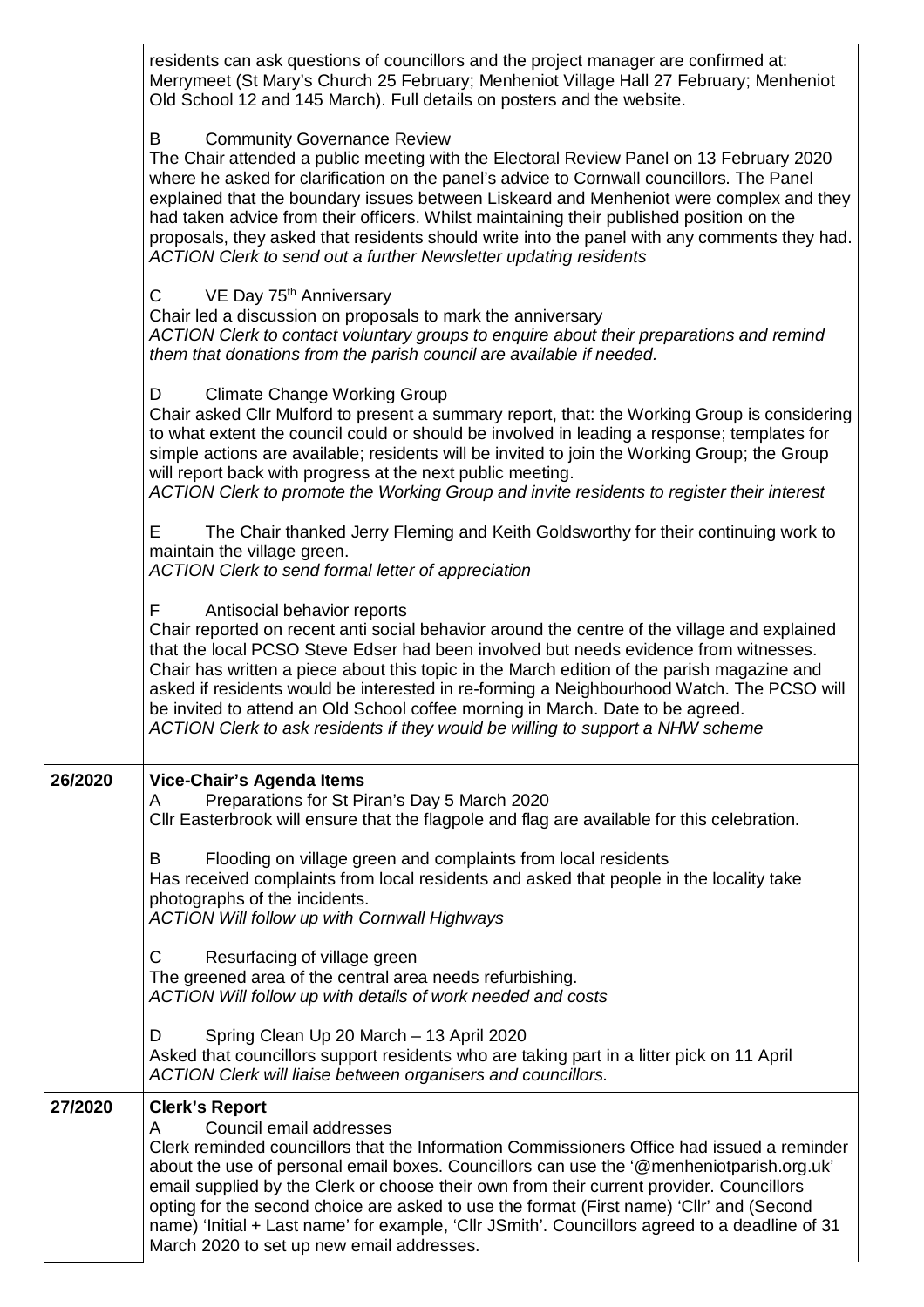| | |
|---|---|
| | residents can ask questions of councillors and the project manager are confirmed at: Merrymeet (St Mary's Church 25 February; Menheniot Village Hall 27 February; Menheniot Old School 12 and 145 March). Full details on posters and the website.<br><br>B Community Governance Review<br>The Chair attended a public meeting with the Electoral Review Panel on 13 February 2020 where he asked for clarification on the panel's advice to Cornwall councillors. The Panel explained that the boundary issues between Liskeard and Menheniot were complex and they had taken advice from their officers. Whilst maintaining their published position on the proposals, they asked that residents should write into the panel with any comments they had.<br>*ACTION Clerk to send out a further Newsletter updating residents*<br><br>C VE Day 75th Anniversary<br>Chair led a discussion on proposals to mark the anniversary<br>*ACTION Clerk to contact voluntary groups to enquire about their preparations and remind them that donations from the parish council are available if needed.*<br><br>D Climate Change Working Group<br>Chair asked Cllr Mulford to present a summary report, that: the Working Group is considering to what extent the council could or should be involved in leading a response; templates for simple actions are available; residents will be invited to join the Working Group; the Group will report back with progress at the next public meeting.<br>*ACTION Clerk to promote the Working Group and invite residents to register their interest*<br><br>E The Chair thanked Jerry Fleming and Keith Goldsworthy for their continuing work to maintain the village green.<br>*ACTION Clerk to send formal letter of appreciation*<br><br>F Antisocial behavior reports<br>Chair reported on recent anti social behavior around the centre of the village and explained that the local PCSO Steve Edser had been involved but needs evidence from witnesses. Chair has written a piece about this topic in the March edition of the parish magazine and asked if residents would be interested in re-forming a Neighbourhood Watch. The PCSO will be invited to attend an Old School coffee morning in March. Date to be agreed.<br>*ACTION Clerk to ask residents if they would be willing to support a NHW scheme* |
| **26/2020** | **Vice-Chair's Agenda Items**<br>A Preparations for St Piran's Day 5 March 2020<br>Cllr Easterbrook will ensure that the flagpole and flag are available for this celebration.<br><br>B Flooding on village green and complaints from local residents<br>Has received complaints from local residents and asked that people in the locality take photographs of the incidents.<br>*ACTION Will follow up with Cornwall Highways*<br><br>C Resurfacing of village green<br>The greened area of the central area needs refurbishing.<br>*ACTION Will follow up with details of work needed and costs*<br><br>D Spring Clean Up 20 March – 13 April 2020<br>Asked that councillors support residents who are taking part in a litter pick on 11 April<br>*ACTION Clerk will liaise between organisers and councillors.* |
| **27/2020** | **Clerk's Report**<br>A Council email addresses<br>Clerk reminded councillors that the Information Commissioners Office had issued a reminder about the use of personal email boxes. Councillors can use the '@menheniotparish.org.uk' email supplied by the Clerk or choose their own from their current provider. Councillors opting for the second choice are asked to use the format (First name) 'Cllr' and (Second name) 'Initial + Last name' for example, 'Cllr JSmith'. Councillors agreed to a deadline of 31 March 2020 to set up new email addresses. |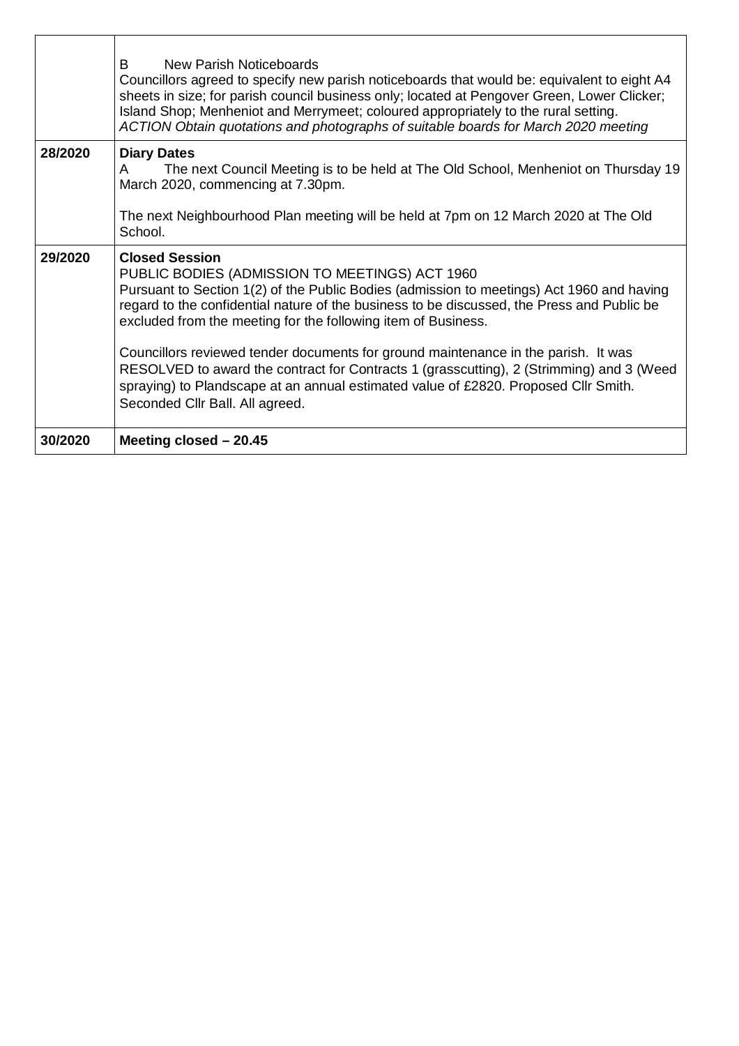| | |
|---|---|
| | B New Parish Noticeboards<br>Councillors agreed to specify new parish noticeboards that would be: equivalent to eight A4 sheets in size; for parish council business only; located at Pengover Green, Lower Clicker; Island Shop; Menheniot and Merrymeet; coloured appropriately to the rural setting.<br>*ACTION Obtain quotations and photographs of suitable boards for March 2020 meeting* |
| **28/2020** | **Diary Dates**<br>A The next Council Meeting is to be held at The Old School, Menheniot on Thursday 19 March 2020, commencing at 7.30pm.<br><br>The next Neighbourhood Plan meeting will be held at 7pm on 12 March 2020 at The Old School. |
| **29/2020** | **Closed Session**<br>PUBLIC BODIES (ADMISSION TO MEETINGS) ACT 1960<br>Pursuant to Section 1(2) of the Public Bodies (admission to meetings) Act 1960 and having regard to the confidential nature of the business to be discussed, the Press and Public be excluded from the meeting for the following item of Business.<br><br>Councillors reviewed tender documents for ground maintenance in the parish. It was RESOLVED to award the contract for Contracts 1 (grasscutting), 2 (Strimming) and 3 (Weed spraying) to Plandscape at an annual estimated value of £2820. Proposed Cllr Smith. Seconded Cllr Ball. All agreed. |
| **30/2020** | **Meeting closed – 20.45** |